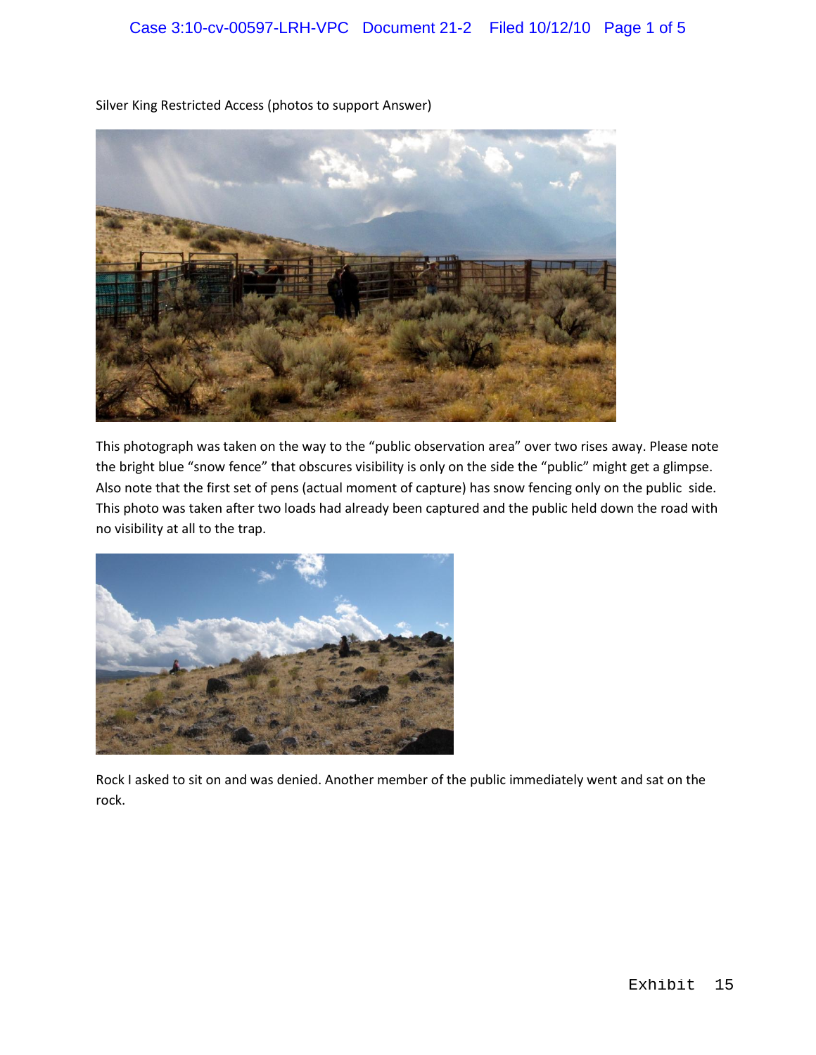Silver King Restricted Access (photos to support Answer)

This photograph was taken on the way to the “public observation area” over two rises away. Please note the bright blue “snow fence” that obscures visibility is only on the side the “public” might get a glimpse. Also note that the first set of pens (actual moment of capture) has snow fencing only on the public side. This photo was taken after two loads had already been captured and the public held down the road with no visibility at all to the trap.

Rock I asked to sit on and was denied. Another member of the public immediately went and sat on the rock.

Exhibit 15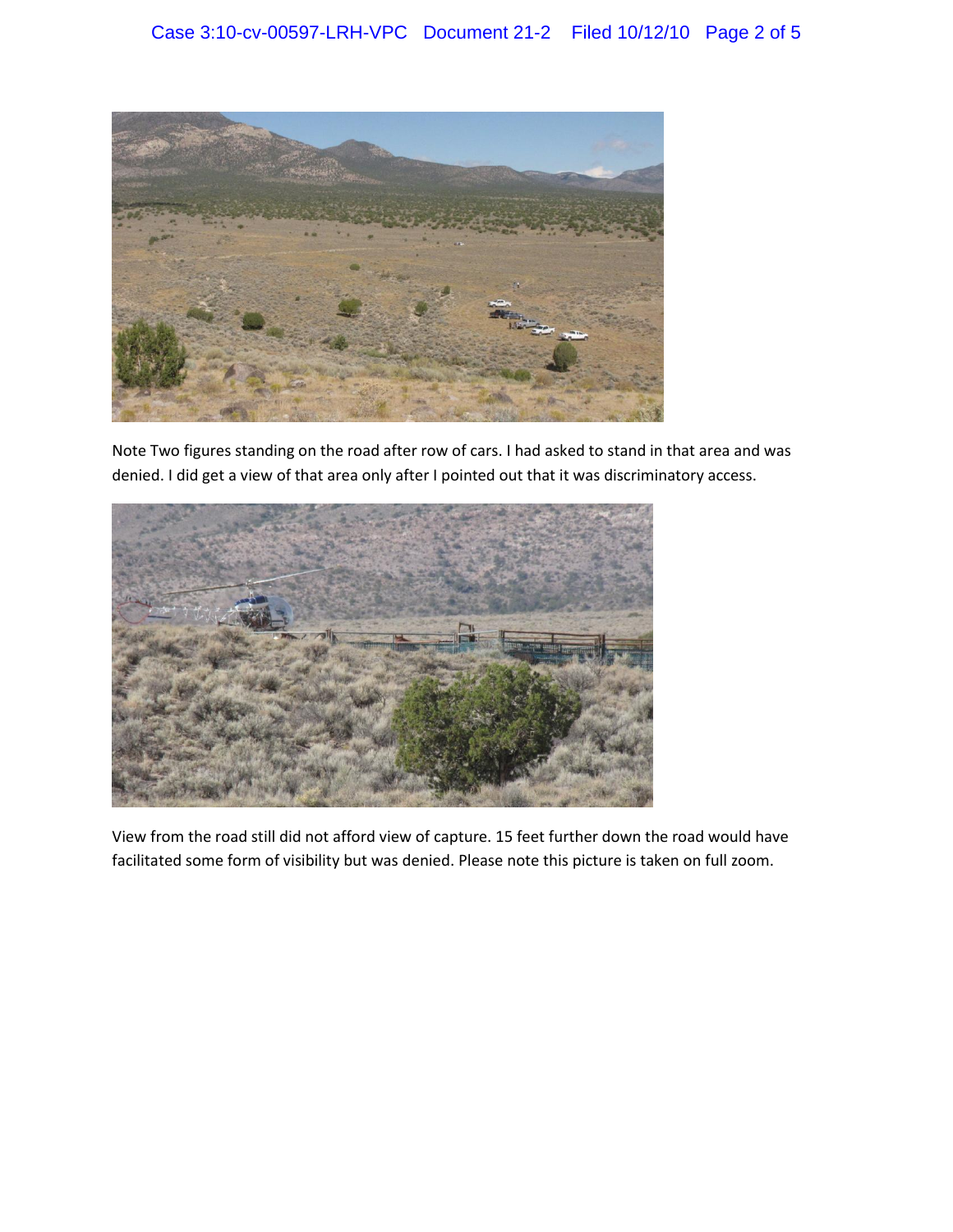Note Two figures standing on the road after row of cars. I had asked to stand in that area and was denied. I did get a view of that area only after I pointed out that it was discriminatory access.

View from the road still did not afford view of capture. 15 feet further down the road would have facilitated some form of visibility but was denied. Please note this picture is taken on full zoom.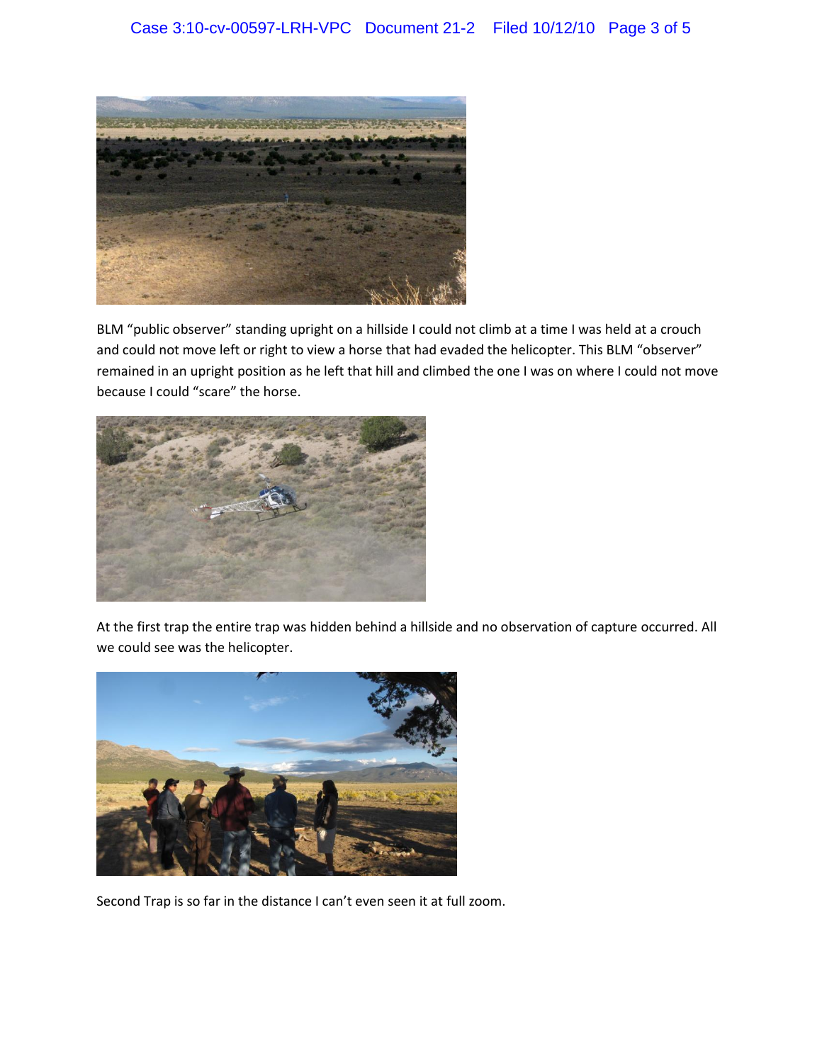BLM "public observer" standing upright on a hillside I could not climb at a time I was held at a crouch and could not move left or right to view a horse that had evaded the helicopter. This BLM "observer" remained in an upright position as he left that hill and climbed the one I was on where I could not move because I could "scare" the horse.

At the first trap the entire trap was hidden behind a hillside and no observation of capture occurred. All we could see was the helicopter.

Second Trap is so far in the distance I can't even seen it at full zoom.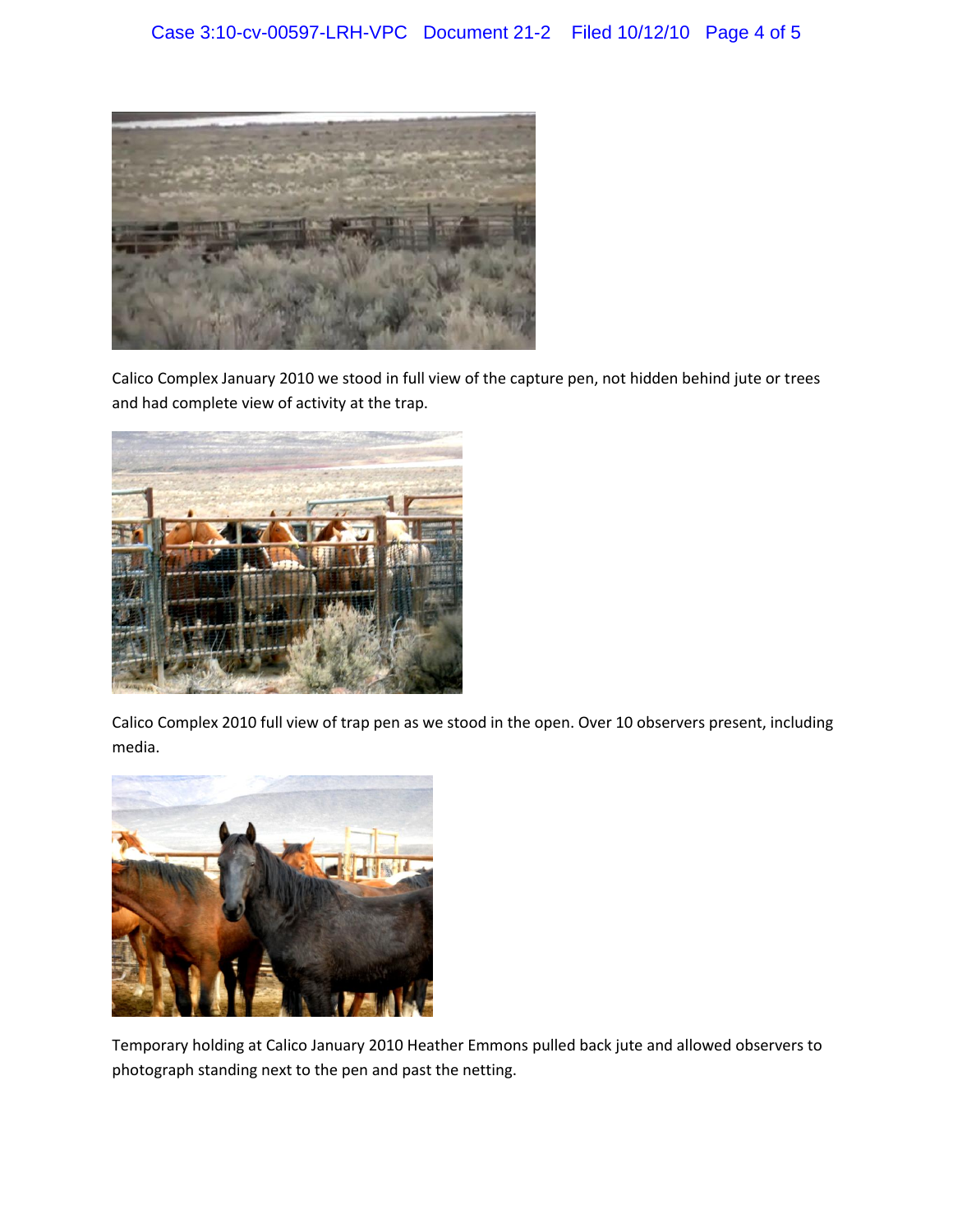Calico Complex January 2010 we stood in full view of the capture pen, not hidden behind jute or trees and had complete view of activity at the trap.

Calico Complex 2010 full view of trap pen as we stood in the open. Over 10 observers present, including media.

Temporary holding at Calico January 2010 Heather Emmons pulled back jute and allowed observers to photograph standing next to the pen and past the netting.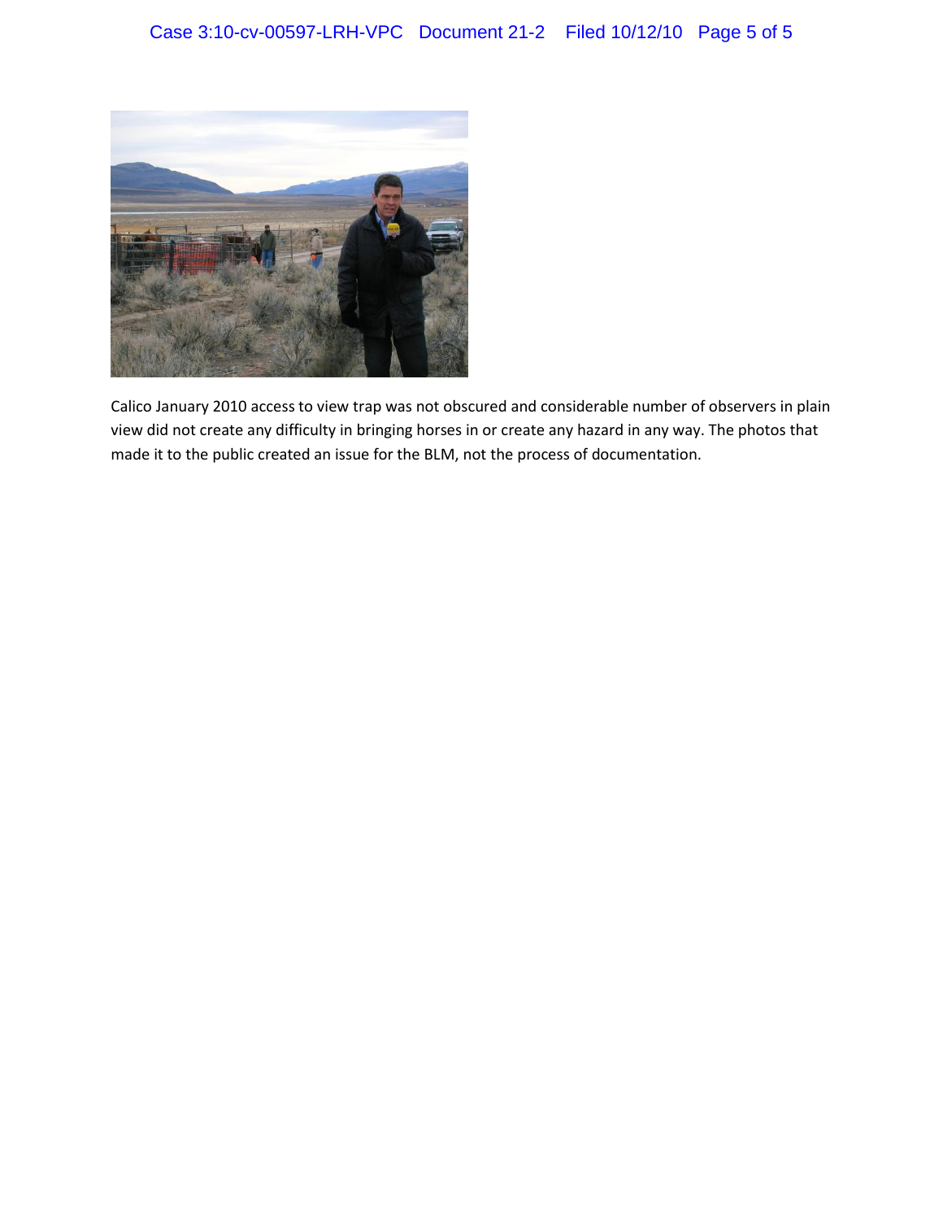Calico January 2010 access to view trap was not obscured and considerable number of observers in plain view did not create any difficulty in bringing horses in or create any hazard in any way. The photos that made it to the public created an issue for the BLM, not the process of documentation.